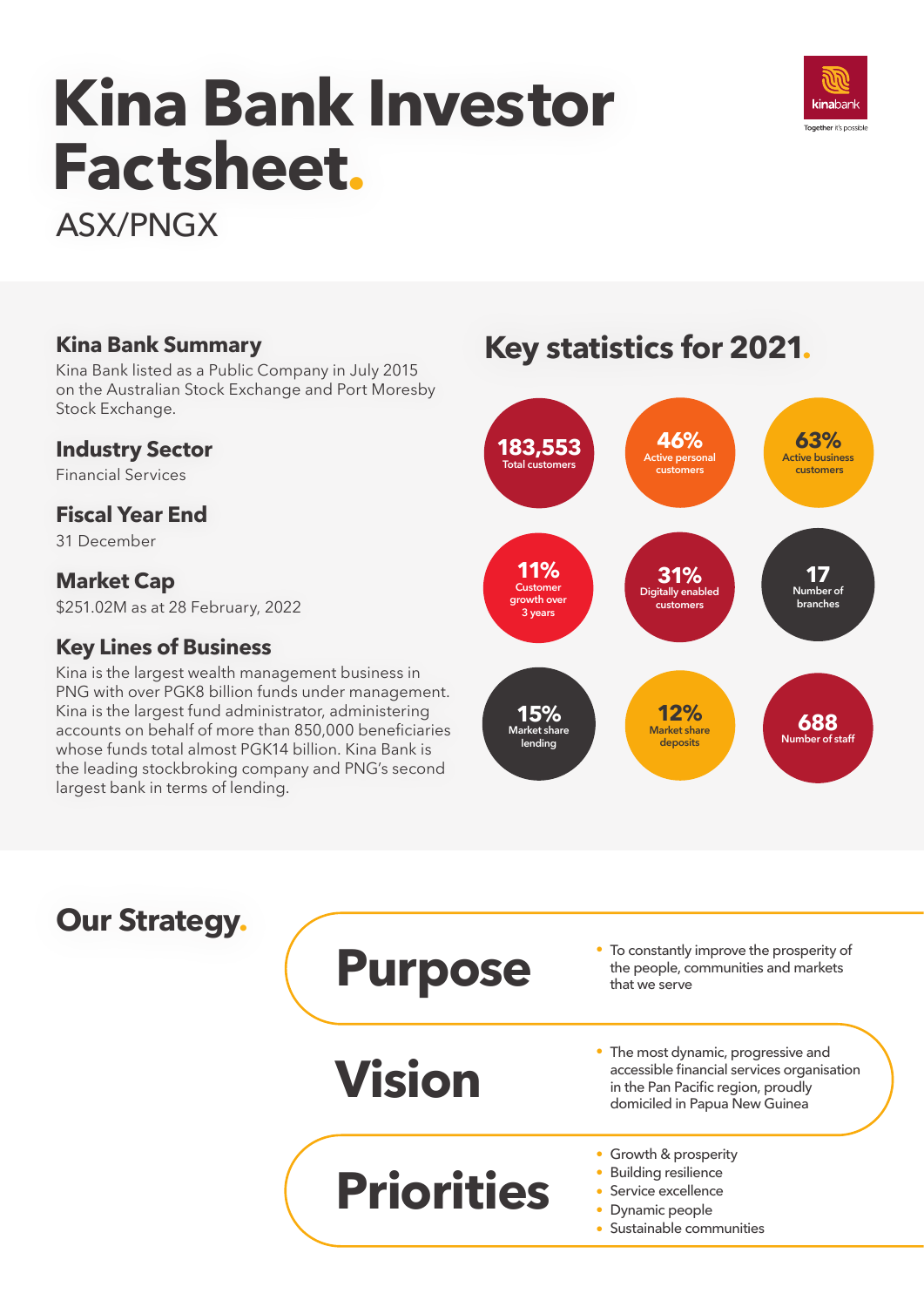# Kina Bank Investor Factsheet.

ASX/PNGX

kinabank
Together it's possible

### Kina Bank Summary

Kina Bank listed as a Public Company in July 2015 on the Australian Stock Exchange and Port Moresby Stock Exchange.

### Industry Sector

Financial Services

### Fiscal Year End

31 December

### Market Cap

$251.02M as at 28 February, 2022

### Key Lines of Business

Kina is the largest wealth management business in PNG with over PGK8 billion funds under management. Kina is the largest fund administrator, administering accounts on behalf of more than 850,000 beneficiaries whose funds total almost PGK14 billion. Kina Bank is the leading stockbroking company and PNG's second largest bank in terms of lending.

## Key statistics for 2021.

- **183,553** Total customers
- **46%** Active personal customers
- **63%** Active business customers
- **11%** Customer growth over 3 years
- **31%** Digitally enabled customers
- **17** Number of branches
- **15%** Market share lending
- **12%** Market share deposits
- **688** Number of staff

## Our Strategy.

### Purpose

- To constantly improve the prosperity of the people, communities and markets that we serve

### Vision

- The most dynamic, progressive and accessible financial services organisation in the Pan Pacific region, proudly domiciled in Papua New Guinea

### Priorities

- Growth & prosperity
- Building resilience
- Service excellence
- Dynamic people
- Sustainable communities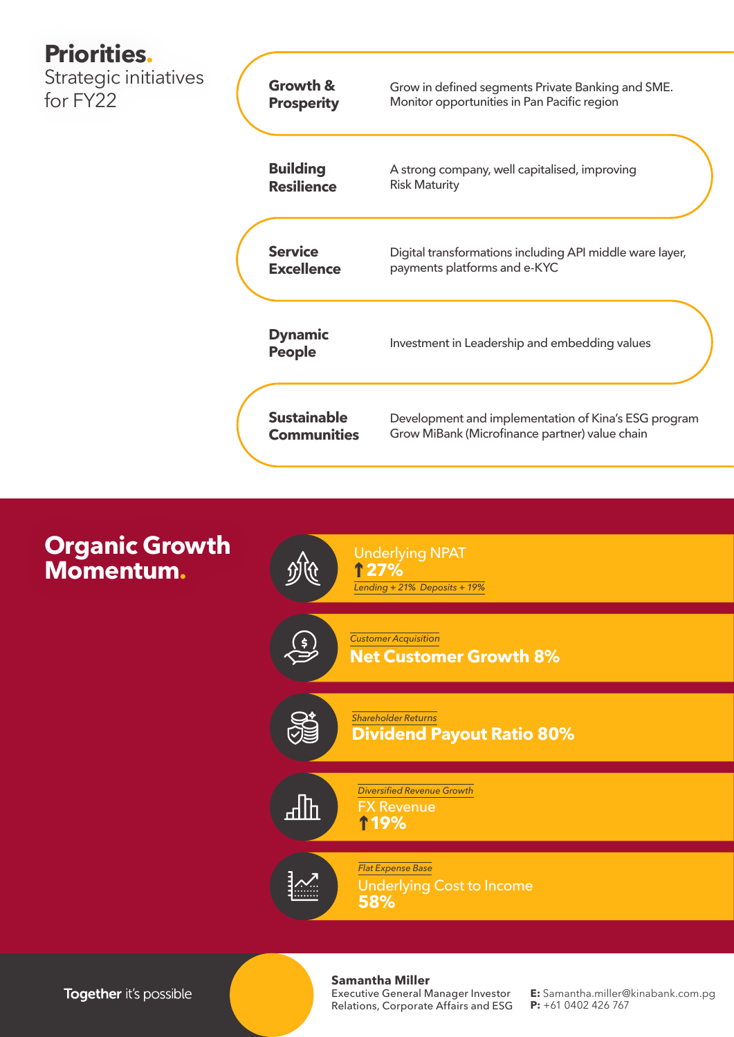# Priorities.

Strategic initiatives for FY22

**Growth & Prosperity**
Grow in defined segments Private Banking and SME.
Monitor opportunities in Pan Pacific region

**Building Resilience**
A strong company, well capitalised, improving Risk Maturity

**Service Excellence**
Digital transformations including API middle ware layer, payments platforms and e-KYC

**Dynamic People**
Investment in Leadership and embedding values

**Sustainable Communities**
Development and implementation of Kina's ESG program
Grow MiBank (Microfinance partner) value chain

# Organic Growth Momentum.

Underlying NPAT
**↑27%**
*Lending + 21% Deposits + 19%*

*Customer Acquisition*
**Net Customer Growth 8%**

*Shareholder Returns*
**Dividend Payout Ratio 80%**

*Diversified Revenue Growth*
FX Revenue
**↑19%**

*Flat Expense Base*
Underlying Cost to Income
**58%**

**Together** it's possible

**Samantha Miller**
Executive General Manager Investor Relations, Corporate Affairs and ESG

**E:** Samantha.miller@kinabank.com.pg
**P:** +61 0402 426 767